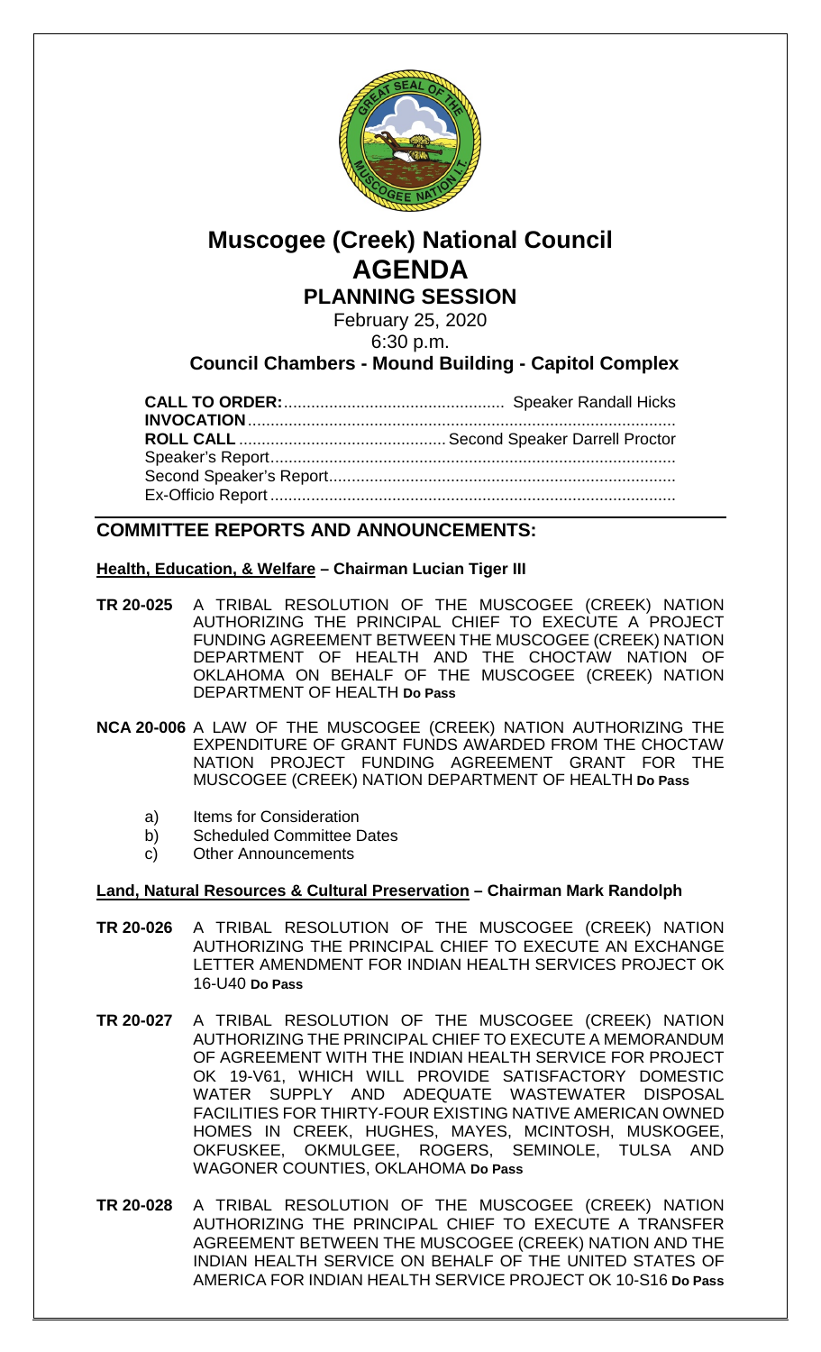# Muscogee (Creek) National Council
# AGENDA
## PLANNING SESSION

February 25, 2020
6:30 p.m.

**Council Chambers - Mound Building - Capitol Complex**

**CALL TO ORDER:** ................................................. Speaker Randall Hicks
**INVOCATION** ............................................................................................
**ROLL CALL** ............................................. Second Speaker Darrell Proctor
Speaker's Report.........................................................................................
Second Speaker's Report.............................................................................
Ex-Officio Report .........................................................................................

## COMMITTEE REPORTS AND ANNOUNCEMENTS:

**Health, Education, & Welfare – Chairman Lucian Tiger III**

**TR 20-025** A TRIBAL RESOLUTION OF THE MUSCOGEE (CREEK) NATION AUTHORIZING THE PRINCIPAL CHIEF TO EXECUTE A PROJECT FUNDING AGREEMENT BETWEEN THE MUSCOGEE (CREEK) NATION DEPARTMENT OF HEALTH AND THE CHOCTAW NATION OF OKLAHOMA ON BEHALF OF THE MUSCOGEE (CREEK) NATION DEPARTMENT OF HEALTH **Do Pass**

**NCA 20-006** A LAW OF THE MUSCOGEE (CREEK) NATION AUTHORIZING THE EXPENDITURE OF GRANT FUNDS AWARDED FROM THE CHOCTAW NATION PROJECT FUNDING AGREEMENT GRANT FOR THE MUSCOGEE (CREEK) NATION DEPARTMENT OF HEALTH **Do Pass**

a) Items for Consideration
b) Scheduled Committee Dates
c) Other Announcements

**Land, Natural Resources & Cultural Preservation – Chairman Mark Randolph**

**TR 20-026** A TRIBAL RESOLUTION OF THE MUSCOGEE (CREEK) NATION AUTHORIZING THE PRINCIPAL CHIEF TO EXECUTE AN EXCHANGE LETTER AMENDMENT FOR INDIAN HEALTH SERVICES PROJECT OK 16-U40 **Do Pass**

**TR 20-027** A TRIBAL RESOLUTION OF THE MUSCOGEE (CREEK) NATION AUTHORIZING THE PRINCIPAL CHIEF TO EXECUTE A MEMORANDUM OF AGREEMENT WITH THE INDIAN HEALTH SERVICE FOR PROJECT OK 19-V61, WHICH WILL PROVIDE SATISFACTORY DOMESTIC WATER SUPPLY AND ADEQUATE WASTEWATER DISPOSAL FACILITIES FOR THIRTY-FOUR EXISTING NATIVE AMERICAN OWNED HOMES IN CREEK, HUGHES, MAYES, MCINTOSH, MUSKOGEE, OKFUSKEE, OKMULGEE, ROGERS, SEMINOLE, TULSA AND WAGONER COUNTIES, OKLAHOMA **Do Pass**

**TR 20-028** A TRIBAL RESOLUTION OF THE MUSCOGEE (CREEK) NATION AUTHORIZING THE PRINCIPAL CHIEF TO EXECUTE A TRANSFER AGREEMENT BETWEEN THE MUSCOGEE (CREEK) NATION AND THE INDIAN HEALTH SERVICE ON BEHALF OF THE UNITED STATES OF AMERICA FOR INDIAN HEALTH SERVICE PROJECT OK 10-S16 **Do Pass**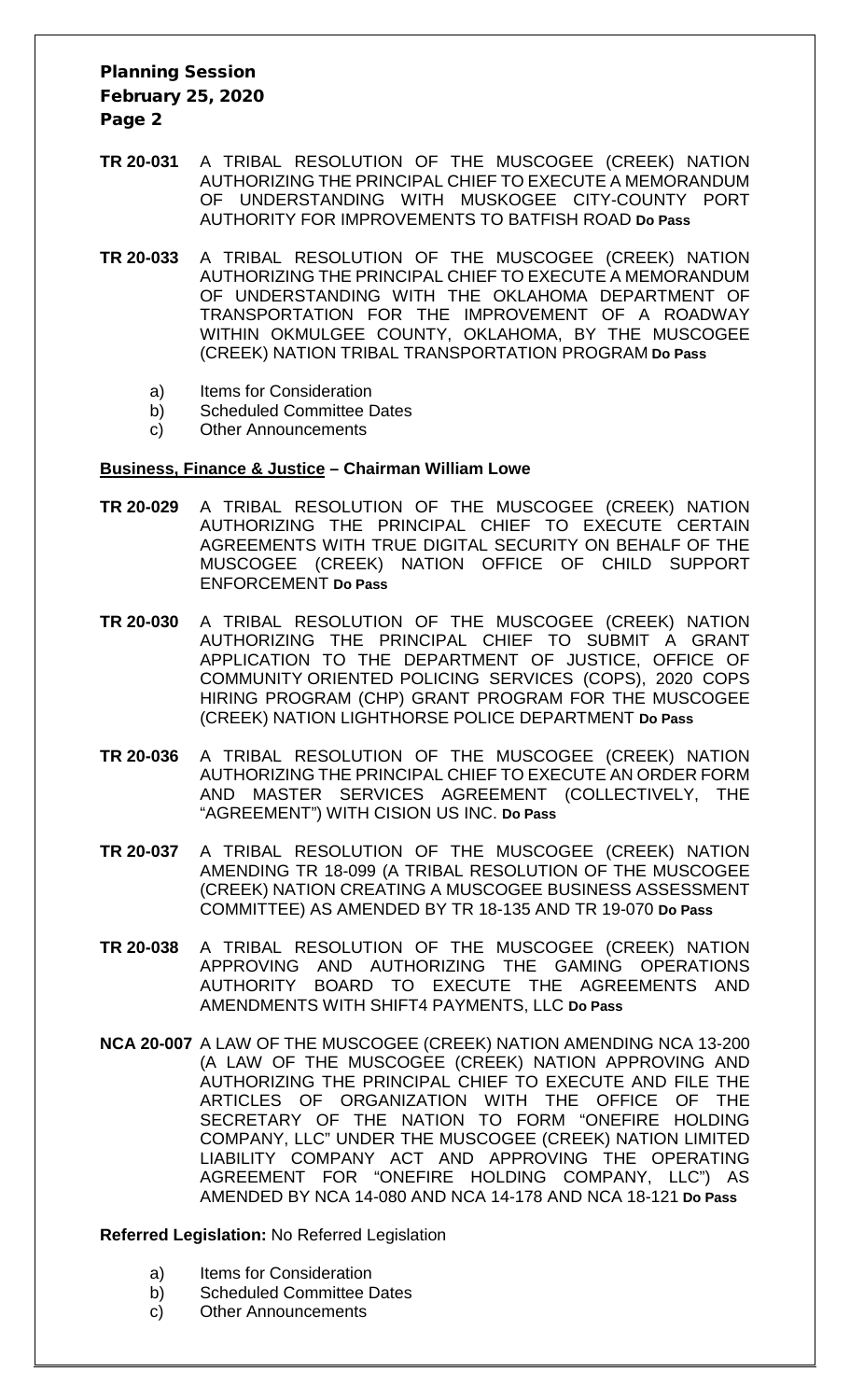**TR 20-031** A TRIBAL RESOLUTION OF THE MUSCOGEE (CREEK) NATION AUTHORIZING THE PRINCIPAL CHIEF TO EXECUTE A MEMORANDUM OF UNDERSTANDING WITH MUSKOGEE CITY-COUNTY PORT AUTHORITY FOR IMPROVEMENTS TO BATFISH ROAD **Do Pass**

**TR 20-033** A TRIBAL RESOLUTION OF THE MUSCOGEE (CREEK) NATION AUTHORIZING THE PRINCIPAL CHIEF TO EXECUTE A MEMORANDUM OF UNDERSTANDING WITH THE OKLAHOMA DEPARTMENT OF TRANSPORTATION FOR THE IMPROVEMENT OF A ROADWAY WITHIN OKMULGEE COUNTY, OKLAHOMA, BY THE MUSCOGEE (CREEK) NATION TRIBAL TRANSPORTATION PROGRAM **Do Pass**

a) Items for Consideration
b) Scheduled Committee Dates
c) Other Announcements

**Business, Finance & Justice – Chairman William Lowe**

**TR 20-029** A TRIBAL RESOLUTION OF THE MUSCOGEE (CREEK) NATION AUTHORIZING THE PRINCIPAL CHIEF TO EXECUTE CERTAIN AGREEMENTS WITH TRUE DIGITAL SECURITY ON BEHALF OF THE MUSCOGEE (CREEK) NATION OFFICE OF CHILD SUPPORT ENFORCEMENT **Do Pass**

**TR 20-030** A TRIBAL RESOLUTION OF THE MUSCOGEE (CREEK) NATION AUTHORIZING THE PRINCIPAL CHIEF TO SUBMIT A GRANT APPLICATION TO THE DEPARTMENT OF JUSTICE, OFFICE OF COMMUNITY ORIENTED POLICING SERVICES (COPS), 2020 COPS HIRING PROGRAM (CHP) GRANT PROGRAM FOR THE MUSCOGEE (CREEK) NATION LIGHTHORSE POLICE DEPARTMENT **Do Pass**

**TR 20-036** A TRIBAL RESOLUTION OF THE MUSCOGEE (CREEK) NATION AUTHORIZING THE PRINCIPAL CHIEF TO EXECUTE AN ORDER FORM AND MASTER SERVICES AGREEMENT (COLLECTIVELY, THE "AGREEMENT") WITH CISION US INC. **Do Pass**

**TR 20-037** A TRIBAL RESOLUTION OF THE MUSCOGEE (CREEK) NATION AMENDING TR 18-099 (A TRIBAL RESOLUTION OF THE MUSCOGEE (CREEK) NATION CREATING A MUSCOGEE BUSINESS ASSESSMENT COMMITTEE) AS AMENDED BY TR 18-135 AND TR 19-070 **Do Pass**

**TR 20-038** A TRIBAL RESOLUTION OF THE MUSCOGEE (CREEK) NATION APPROVING AND AUTHORIZING THE GAMING OPERATIONS AUTHORITY BOARD TO EXECUTE THE AGREEMENTS AND AMENDMENTS WITH SHIFT4 PAYMENTS, LLC **Do Pass**

**NCA 20-007** A LAW OF THE MUSCOGEE (CREEK) NATION AMENDING NCA 13-200 (A LAW OF THE MUSCOGEE (CREEK) NATION APPROVING AND AUTHORIZING THE PRINCIPAL CHIEF TO EXECUTE AND FILE THE ARTICLES OF ORGANIZATION WITH THE OFFICE OF THE SECRETARY OF THE NATION TO FORM "ONEFIRE HOLDING COMPANY, LLC" UNDER THE MUSCOGEE (CREEK) NATION LIMITED LIABILITY COMPANY ACT AND APPROVING THE OPERATING AGREEMENT FOR "ONEFIRE HOLDING COMPANY, LLC") AS AMENDED BY NCA 14-080 AND NCA 14-178 AND NCA 18-121 **Do Pass**

**Referred Legislation:** No Referred Legislation

a) Items for Consideration
b) Scheduled Committee Dates
c) Other Announcements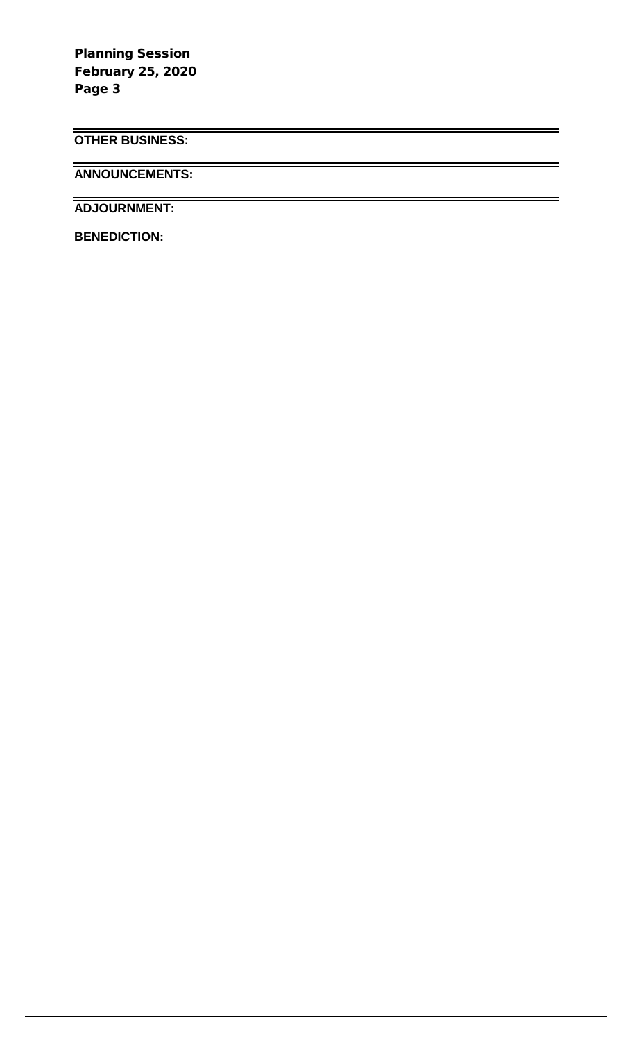**OTHER BUSINESS:**

**ANNOUNCEMENTS:**

**ADJOURNMENT:**

**BENEDICTION:**